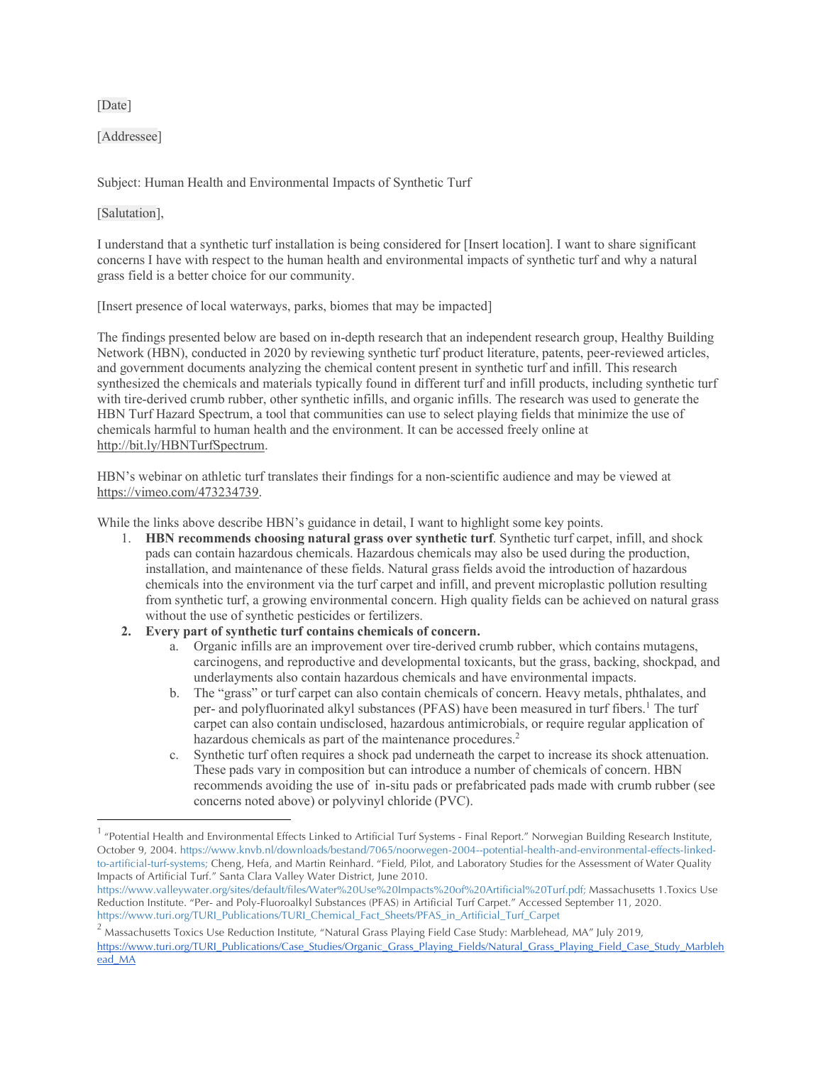[Date]

[Addressee]

Subject: Human Health and Environmental Impacts of Synthetic Turf

[Salutation],

I understand that a synthetic turf installation is being considered for [Insert location]. I want to share significant concerns I have with respect to the human health and environmental impacts of synthetic turf and why a natural grass field is a better choice for our community.

[Insert presence of local waterways, parks, biomes that may be impacted]

The findings presented below are based on in-depth research that an independent research group, Healthy Building Network (HBN), conducted in 2020 by reviewing synthetic turf product literature, patents, peer-reviewed articles, and government documents analyzing the chemical content present in synthetic turf and infill. This research synthesized the chemicals and materials typically found in different turf and infill products, including synthetic turf with tire-derived crumb rubber, other synthetic infills, and organic infills. The research was used to generate the HBN Turf Hazard Spectrum, a tool that communities can use to select playing fields that minimize the use of chemicals harmful to human health and the environment. It can be accessed freely online at http://bit.ly/HBNTurfSpectrum.

HBN's webinar on athletic turf translates their findings for a non-scientific audience and may be viewed at https://vimeo.com/473234739.

While the links above describe HBN's guidance in detail, I want to highlight some key points.

1. **HBN recommends choosing natural grass over synthetic turf**. Synthetic turf carpet, infill, and shock pads can contain hazardous chemicals. Hazardous chemicals may also be used during the production, installation, and maintenance of these fields. Natural grass fields avoid the introduction of hazardous chemicals into the environment via the turf carpet and infill, and prevent microplastic pollution resulting from synthetic turf, a growing environmental concern. High quality fields can be achieved on natural grass without the use of synthetic pesticides or fertilizers.
2. **Every part of synthetic turf contains chemicals of concern.**
   a. Organic infills are an improvement over tire-derived crumb rubber, which contains mutagens, carcinogens, and reproductive and developmental toxicants, but the grass, backing, shockpad, and underlayments also contain hazardous chemicals and have environmental impacts.
   b. The "grass" or turf carpet can also contain chemicals of concern. Heavy metals, phthalates, and per- and polyfluorinated alkyl substances (PFAS) have been measured in turf fibers.[1] The turf carpet can also contain undisclosed, hazardous antimicrobials, or require regular application of hazardous chemicals as part of the maintenance procedures.[2]
   c. Synthetic turf often requires a shock pad underneath the carpet to increase its shock attenuation. These pads vary in composition but can introduce a number of chemicals of concern. HBN recommends avoiding the use of in-situ pads or prefabricated pads made with crumb rubber (see concerns noted above) or polyvinyl chloride (PVC).

---

[1] "Potential Health and Environmental Effects Linked to Artificial Turf Systems - Final Report." Norwegian Building Research Institute, October 9, 2004. https://www.knvb.nl/downloads/bestand/7065/noorwegen-2004--potential-health-and-environmental-effects-linked-to-artificial-turf-systems; Cheng, Hefa, and Martin Reinhard. "Field, Pilot, and Laboratory Studies for the Assessment of Water Quality Impacts of Artificial Turf." Santa Clara Valley Water District, June 2010. https://www.valleywater.org/sites/default/files/Water%20Use%20Impacts%20of%20Artificial%20Turf.pdf; Massachusetts 1.Toxics Use Reduction Institute. "Per- and Poly-Fluoroalkyl Substances (PFAS) in Artificial Turf Carpet." Accessed September 11, 2020. https://www.turi.org/TURI_Publications/TURI_Chemical_Fact_Sheets/PFAS_in_Artificial_Turf_Carpet

[2] Massachusetts Toxics Use Reduction Institute, "Natural Grass Playing Field Case Study: Marblehead, MA" July 2019, https://www.turi.org/TURI_Publications/Case_Studies/Organic_Grass_Playing_Fields/Natural_Grass_Playing_Field_Case_Study_Marblehead_MA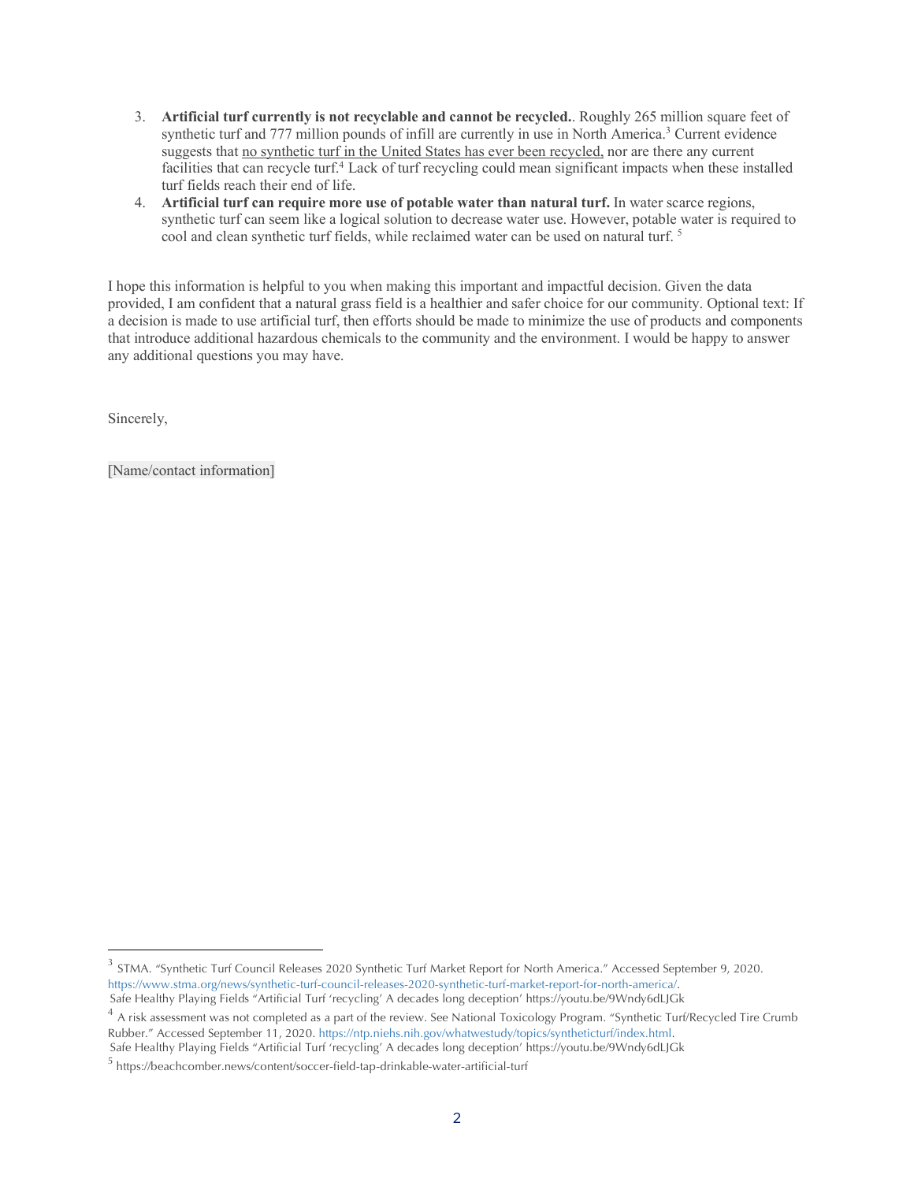3. **Artificial turf currently is not recyclable and cannot be recycled.**. Roughly 265 million square feet of synthetic turf and 777 million pounds of infill are currently in use in North America.[3] Current evidence suggests that no synthetic turf in the United States has ever been recycled, nor are there any current facilities that can recycle turf.[4] Lack of turf recycling could mean significant impacts when these installed turf fields reach their end of life.
4. **Artificial turf can require more use of potable water than natural turf.** In water scarce regions, synthetic turf can seem like a logical solution to decrease water use. However, potable water is required to cool and clean synthetic turf fields, while reclaimed water can be used on natural turf. [5]

I hope this information is helpful to you when making this important and impactful decision. Given the data provided, I am confident that a natural grass field is a healthier and safer choice for our community. Optional text: If a decision is made to use artificial turf, then efforts should be made to minimize the use of products and components that introduce additional hazardous chemicals to the community and the environment. I would be happy to answer any additional questions you may have.

Sincerely,

[Name/contact information]

---

[3] STMA. "Synthetic Turf Council Releases 2020 Synthetic Turf Market Report for North America." Accessed September 9, 2020. https://www.stma.org/news/synthetic-turf-council-releases-2020-synthetic-turf-market-report-for-north-america/.
Safe Healthy Playing Fields "Artificial Turf 'recycling' A decades long deception' https://youtu.be/9Wndy6dLJGk

[4] A risk assessment was not completed as a part of the review. See National Toxicology Program. "Synthetic Turf/Recycled Tire Crumb Rubber." Accessed September 11, 2020. https://ntp.niehs.nih.gov/whatwestudy/topics/syntheticturf/index.html.
Safe Healthy Playing Fields "Artificial Turf 'recycling' A decades long deception' https://youtu.be/9Wndy6dLJGk

[5] https://beachcomber.news/content/soccer-field-tap-drinkable-water-artificial-turf